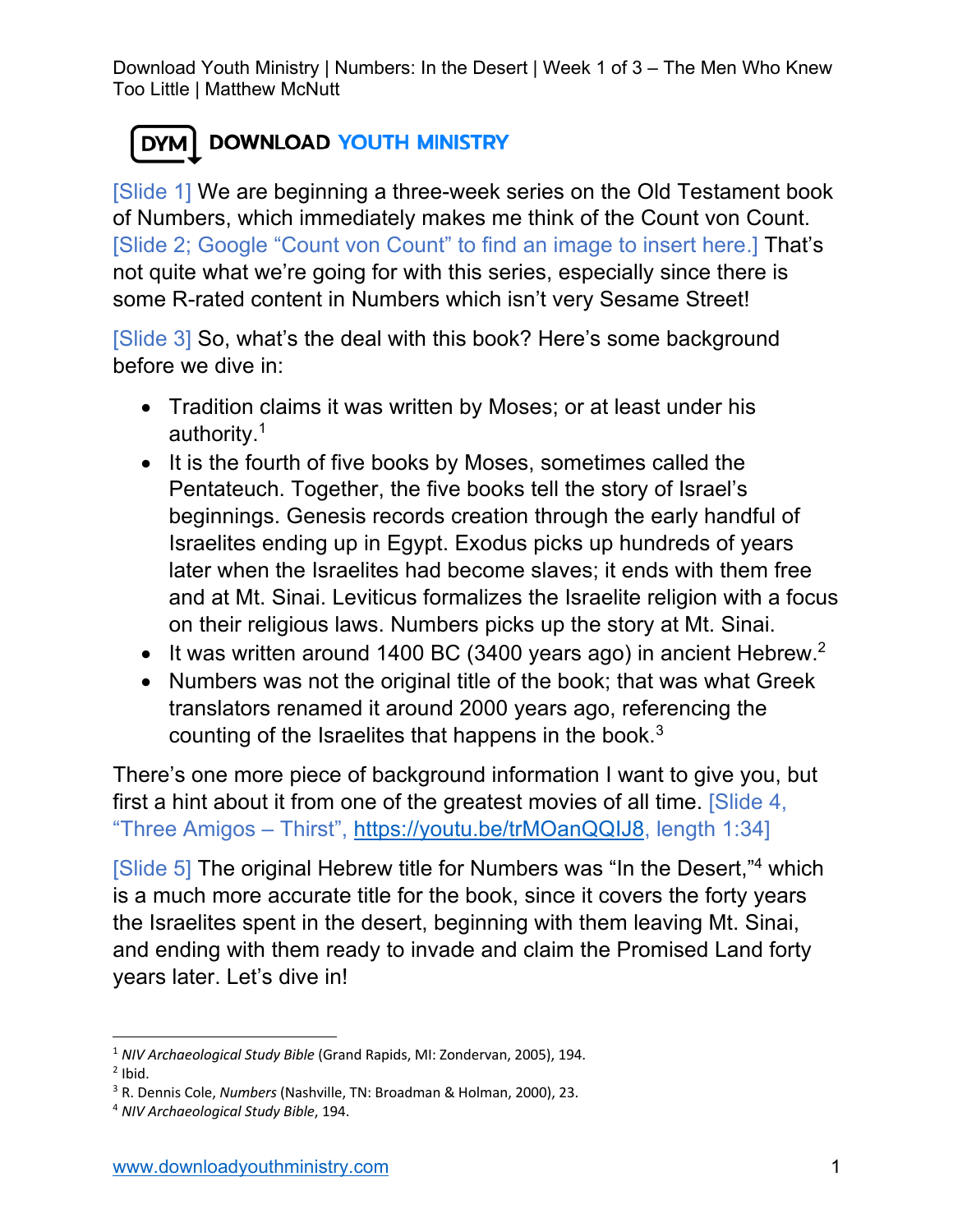DYM DOWNLOAD YOUTH MINISTRY

[Slide 1] We are beginning a three-week series on the Old Testament book of Numbers, which immediately makes me think of the Count von Count. [Slide 2; Google "Count von Count" to find an image to insert here.] That's not quite what we're going for with this series, especially since there is some R-rated content in Numbers which isn't very Sesame Street!

[Slide 3] So, what's the deal with this book? Here's some background before we dive in:

- Tradition claims it was written by Moses; or at least under his authority.[1]
- It is the fourth of five books by Moses, sometimes called the Pentateuch. Together, the five books tell the story of Israel's beginnings. Genesis records creation through the early handful of Israelites ending up in Egypt. Exodus picks up hundreds of years later when the Israelites had become slaves; it ends with them free and at Mt. Sinai. Leviticus formalizes the Israelite religion with a focus on their religious laws. Numbers picks up the story at Mt. Sinai.
- It was written around 1400 BC (3400 years ago) in ancient Hebrew.[2]
- Numbers was not the original title of the book; that was what Greek translators renamed it around 2000 years ago, referencing the counting of the Israelites that happens in the book.[3]

There's one more piece of background information I want to give you, but first a hint about it from one of the greatest movies of all time. [Slide 4, "Three Amigos – Thirst", https://youtu.be/trMOanQQIJ8, length 1:34]

[Slide 5] The original Hebrew title for Numbers was "In the Desert,"[4] which is a much more accurate title for the book, since it covers the forty years the Israelites spent in the desert, beginning with them leaving Mt. Sinai, and ending with them ready to invade and claim the Promised Land forty years later. Let's dive in!

---

[1] *NIV Archaeological Study Bible* (Grand Rapids, MI: Zondervan, 2005), 194.
[2] Ibid.
[3] R. Dennis Cole, *Numbers* (Nashville, TN: Broadman & Holman, 2000), 23.
[4] *NIV Archaeological Study Bible*, 194.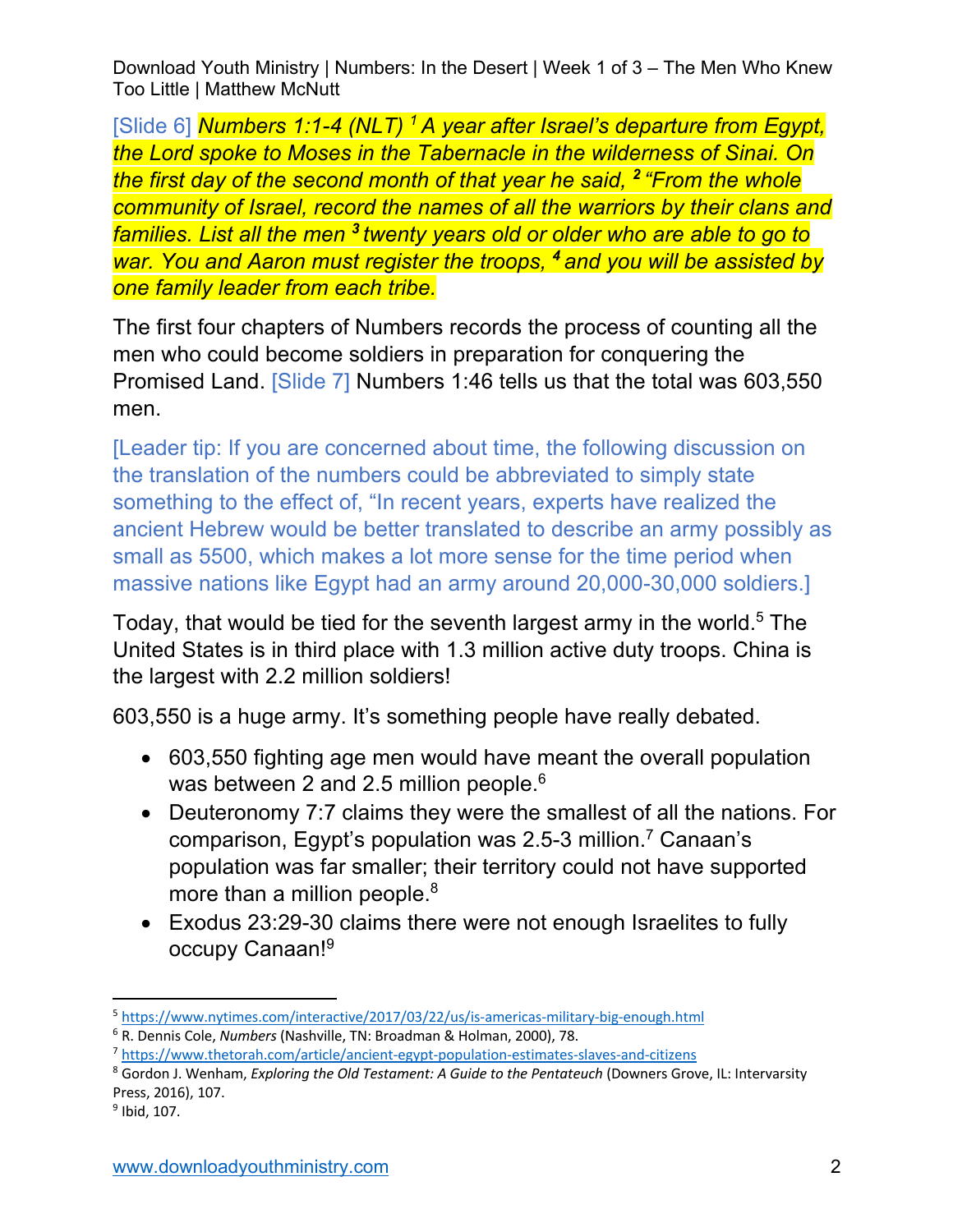[Slide 6] *Numbers 1:1-4 (NLT) [1] A year after Israel's departure from Egypt, the Lord spoke to Moses in the Tabernacle in the wilderness of Sinai. On the first day of the second month of that year he said, [2] "From the whole community of Israel, record the names of all the warriors by their clans and families. List all the men [3] twenty years old or older who are able to go to war. You and Aaron must register the troops, [4] and you will be assisted by one family leader from each tribe.*

The first four chapters of Numbers records the process of counting all the men who could become soldiers in preparation for conquering the Promised Land. [Slide 7] Numbers 1:46 tells us that the total was 603,550 men.

[Leader tip: If you are concerned about time, the following discussion on the translation of the numbers could be abbreviated to simply state something to the effect of, "In recent years, experts have realized the ancient Hebrew would be better translated to describe an army possibly as small as 5500, which makes a lot more sense for the time period when massive nations like Egypt had an army around 20,000-30,000 soldiers.]

Today, that would be tied for the seventh largest army in the world.[5] The United States is in third place with 1.3 million active duty troops. China is the largest with 2.2 million soldiers!

603,550 is a huge army. It's something people have really debated.

- 603,550 fighting age men would have meant the overall population was between 2 and 2.5 million people.[6]
- Deuteronomy 7:7 claims they were the smallest of all the nations. For comparison, Egypt's population was 2.5-3 million.[7] Canaan's population was far smaller; their territory could not have supported more than a million people.[8]
- Exodus 23:29-30 claims there were not enough Israelites to fully occupy Canaan![9]

---

[5] https://www.nytimes.com/interactive/2017/03/22/us/is-americas-military-big-enough.html

[6] R. Dennis Cole, *Numbers* (Nashville, TN: Broadman & Holman, 2000), 78.

[7] https://www.thetorah.com/article/ancient-egypt-population-estimates-slaves-and-citizens

[8] Gordon J. Wenham, *Exploring the Old Testament: A Guide to the Pentateuch* (Downers Grove, IL: Intervarsity Press, 2016), 107.

[9] Ibid, 107.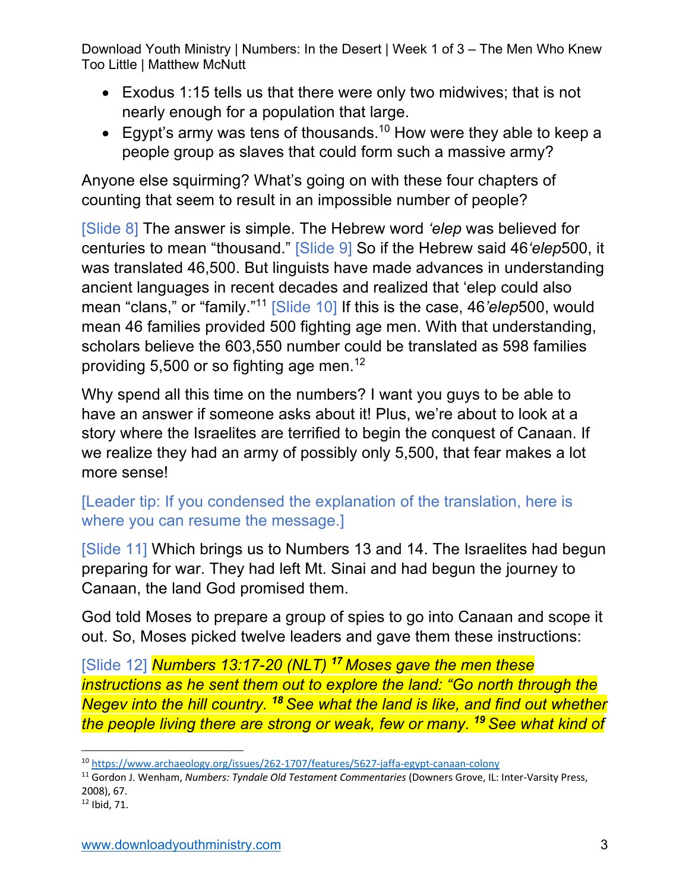- Exodus 1:15 tells us that there were only two midwives; that is not nearly enough for a population that large.
- Egypt's army was tens of thousands.[10] How were they able to keep a people group as slaves that could form such a massive army?

Anyone else squirming? What's going on with these four chapters of counting that seem to result in an impossible number of people?

[Slide 8] The answer is simple. The Hebrew word *'elep* was believed for centuries to mean "thousand." [Slide 9] So if the Hebrew said 46*'elep*500, it was translated 46,500. But linguists have made advances in understanding ancient languages in recent decades and realized that 'elep could also mean "clans," or "family."[11] [Slide 10] If this is the case, 46*'elep*500, would mean 46 families provided 500 fighting age men. With that understanding, scholars believe the 603,550 number could be translated as 598 families providing 5,500 or so fighting age men.[12]

Why spend all this time on the numbers? I want you guys to be able to have an answer if someone asks about it! Plus, we're about to look at a story where the Israelites are terrified to begin the conquest of Canaan. If we realize they had an army of possibly only 5,500, that fear makes a lot more sense!

[Leader tip: If you condensed the explanation of the translation, here is where you can resume the message.]

[Slide 11] Which brings us to Numbers 13 and 14. The Israelites had begun preparing for war. They had left Mt. Sinai and had begun the journey to Canaan, the land God promised them.

God told Moses to prepare a group of spies to go into Canaan and scope it out. So, Moses picked twelve leaders and gave them these instructions:

[Slide 12] ***Numbers 13:17-20 (NLT)*** ***17*** *Moses gave the men these instructions as he sent them out to explore the land: "Go north through the Negev into the hill country.* ***18*** *See what the land is like, and find out whether the people living there are strong or weak, few or many.* ***19*** *See what kind of*

---

[10] https://www.archaeology.org/issues/262-1707/features/5627-jaffa-egypt-canaan-colony

[11] Gordon J. Wenham, *Numbers: Tyndale Old Testament Commentaries* (Downers Grove, IL: Inter-Varsity Press, 2008), 67.

[12] Ibid, 71.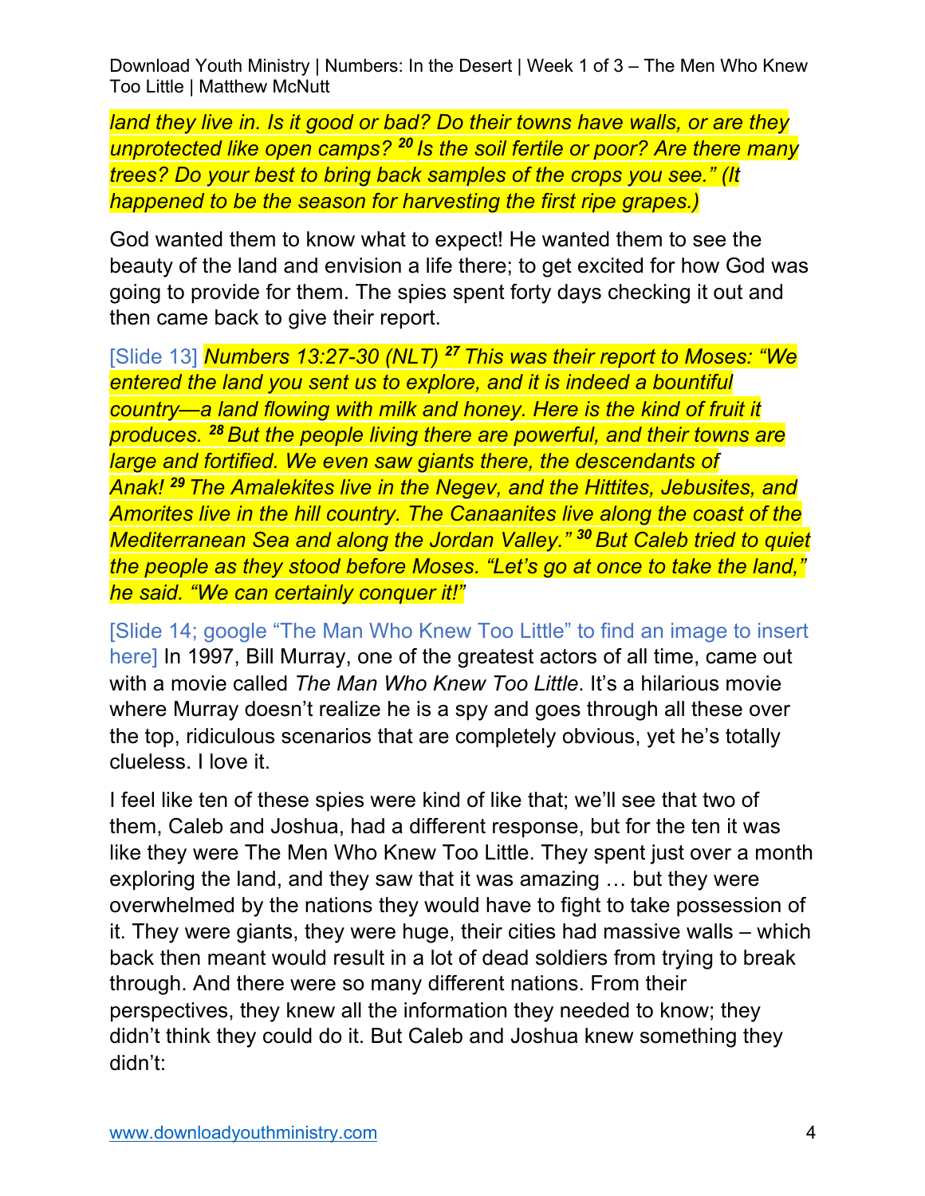*land they live in. Is it good or bad? Do their towns have walls, or are they unprotected like open camps? [20] Is the soil fertile or poor? Are there many trees? Do your best to bring back samples of the crops you see." (It happened to be the season for harvesting the first ripe grapes.)*

God wanted them to know what to expect! He wanted them to see the beauty of the land and envision a life there; to get excited for how God was going to provide for them. The spies spent forty days checking it out and then came back to give their report.

[Slide 13] *Numbers 13:27-30 (NLT) [27] This was their report to Moses: "We entered the land you sent us to explore, and it is indeed a bountiful country—a land flowing with milk and honey. Here is the kind of fruit it produces. [28] But the people living there are powerful, and their towns are large and fortified. We even saw giants there, the descendants of Anak! [29] The Amalekites live in the Negev, and the Hittites, Jebusites, and Amorites live in the hill country. The Canaanites live along the coast of the Mediterranean Sea and along the Jordan Valley." [30] But Caleb tried to quiet the people as they stood before Moses. "Let's go at once to take the land," he said. "We can certainly conquer it!"*

[Slide 14; google "The Man Who Knew Too Little" to find an image to insert here] In 1997, Bill Murray, one of the greatest actors of all time, came out with a movie called *The Man Who Knew Too Little*. It's a hilarious movie where Murray doesn't realize he is a spy and goes through all these over the top, ridiculous scenarios that are completely obvious, yet he's totally clueless. I love it.

I feel like ten of these spies were kind of like that; we'll see that two of them, Caleb and Joshua, had a different response, but for the ten it was like they were The Men Who Knew Too Little. They spent just over a month exploring the land, and they saw that it was amazing … but they were overwhelmed by the nations they would have to fight to take possession of it. They were giants, they were huge, their cities had massive walls – which back then meant would result in a lot of dead soldiers from trying to break through. And there were so many different nations. From their perspectives, they knew all the information they needed to know; they didn't think they could do it. But Caleb and Joshua knew something they didn't: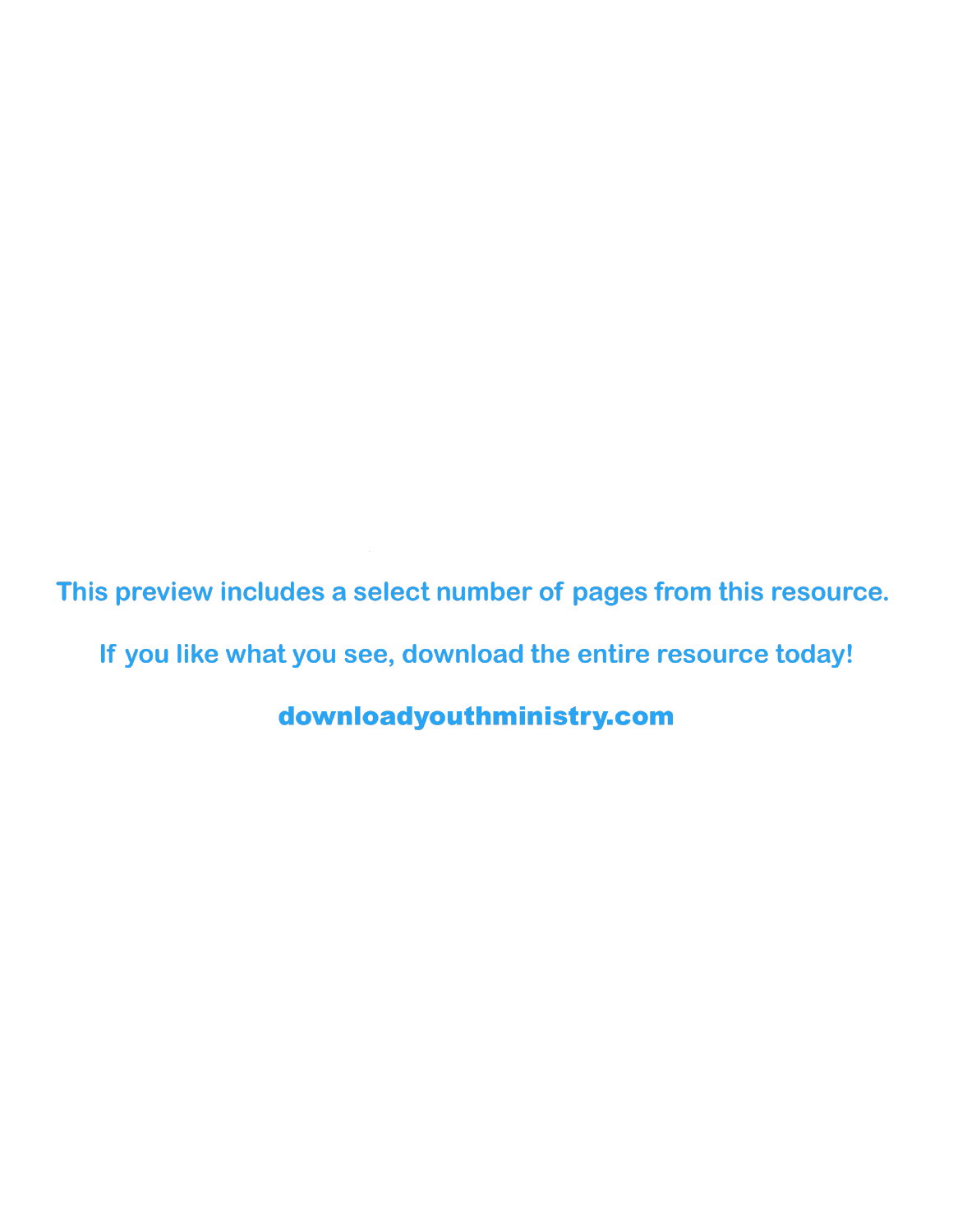This preview includes a select number of pages from this resource.

If you like what you see, download the entire resource today!

**downloadyouthministry.com**